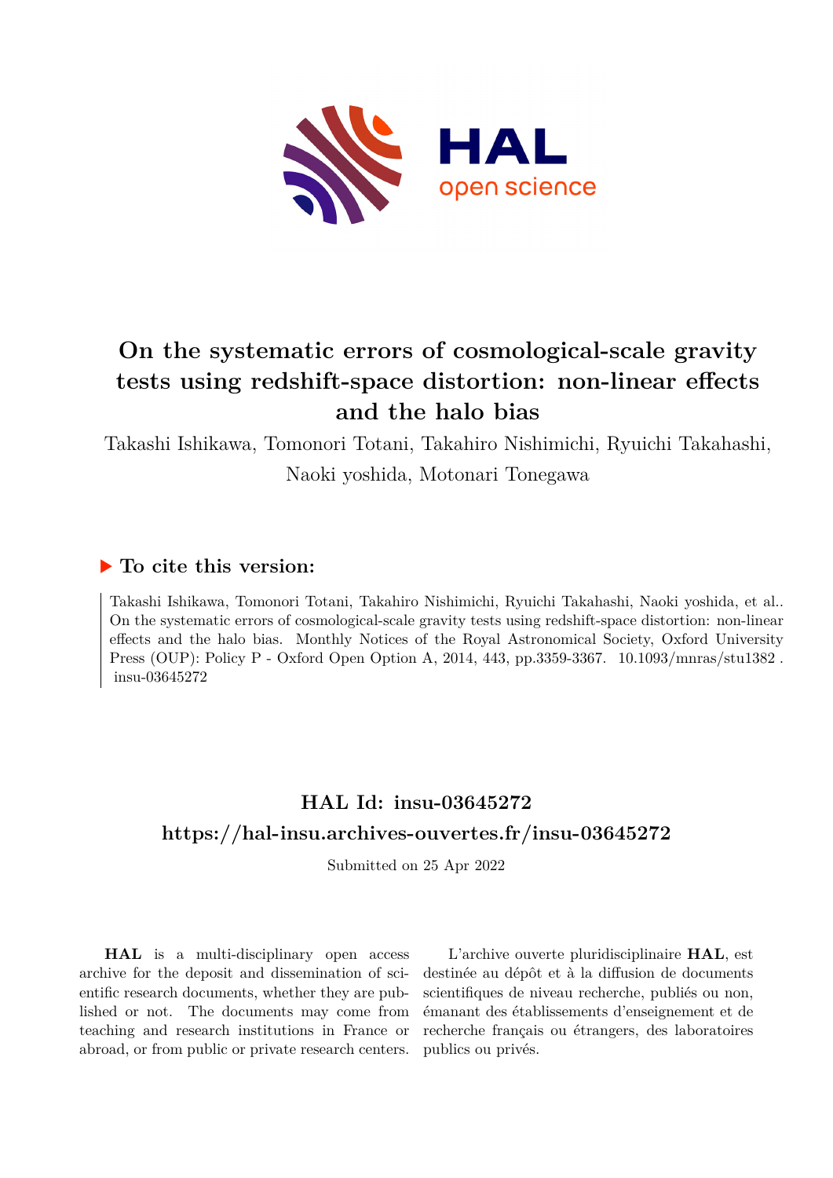# On the systematic errors of cosmological-scale gravity tests using redshift-space distortion: non-linear effects and the halo bias

Takashi Ishikawa, Tomonori Totani, Takahiro Nishimichi, Ryuichi Takahashi, Naoki yoshida, Motonari Tonegawa

## ▶ To cite this version:

Takashi Ishikawa, Tomonori Totani, Takahiro Nishimichi, Ryuichi Takahashi, Naoki yoshida, et al.. On the systematic errors of cosmological-scale gravity tests using redshift-space distortion: non-linear effects and the halo bias. Monthly Notices of the Royal Astronomical Society, Oxford University Press (OUP): Policy P - Oxford Open Option A, 2014, 443, pp.3359-3367. 10.1093/mnras/stu1382. insu-03645272

## HAL Id: insu-03645272

## https://hal-insu.archives-ouvertes.fr/insu-03645272

Submitted on 25 Apr 2022

**HAL** is a multi-disciplinary open access archive for the deposit and dissemination of scientific research documents, whether they are published or not. The documents may come from teaching and research institutions in France or abroad, or from public or private research centers.

L'archive ouverte pluridisciplinaire **HAL**, est destinée au dépôt et à la diffusion de documents scientifiques de niveau recherche, publiés ou non, émanant des établissements d'enseignement et de recherche français ou étrangers, des laboratoires publics ou privés.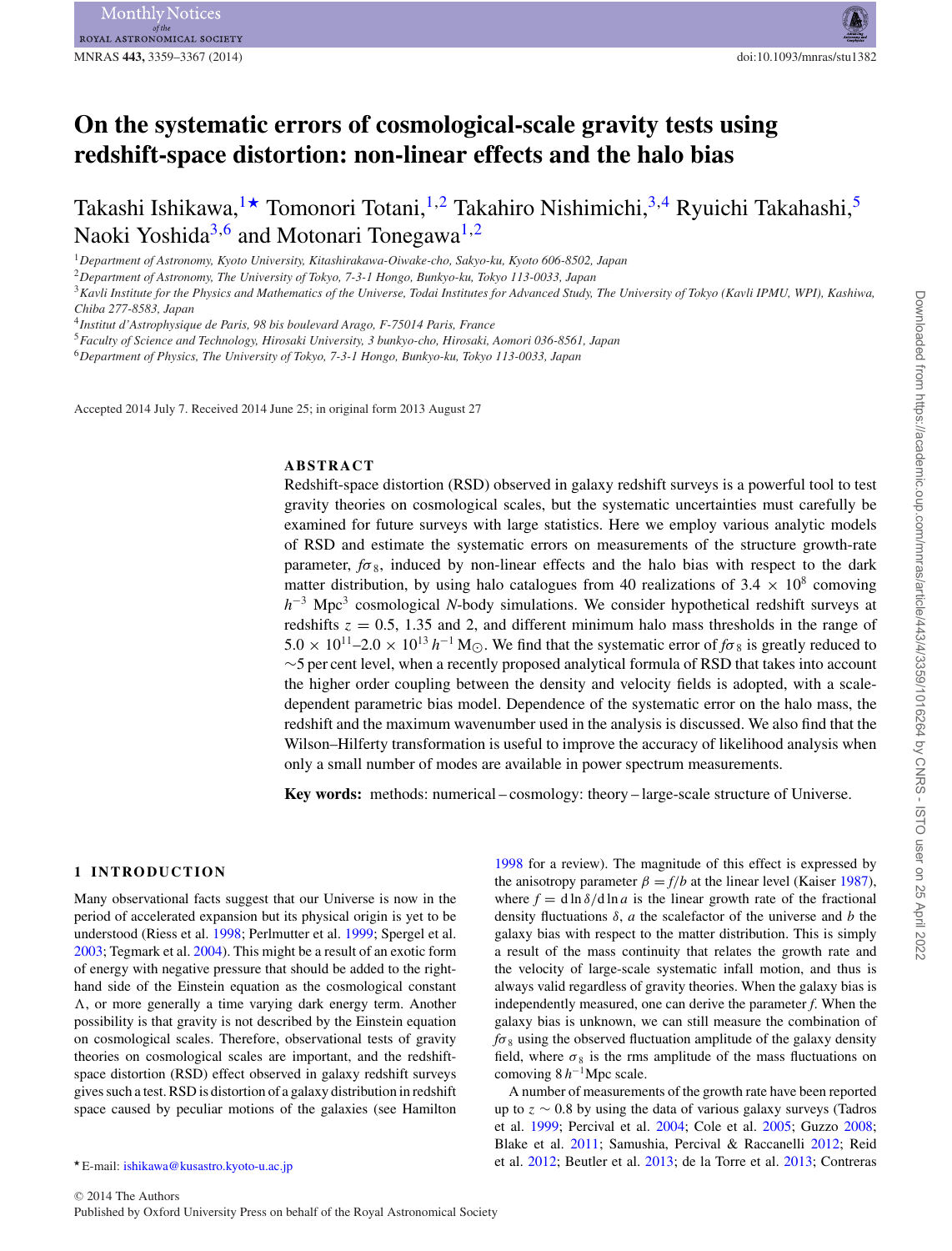# On the systematic errors of cosmological-scale gravity tests using redshift-space distortion: non-linear effects and the halo bias

Takashi Ishikawa,[1⋆] Tomonori Totani,[1,2] Takahiro Nishimichi,[3,4] Ryuichi Takahashi,[5] Naoki Yoshida[3,6] and Motonari Tonegawa[1,2]

[1]Department of Astronomy, Kyoto University, Kitashirakawa-Oiwake-cho, Sakyo-ku, Kyoto 606-8502, Japan

[2]Department of Astronomy, The University of Tokyo, 7-3-1 Hongo, Bunkyo-ku, Tokyo 113-0033, Japan

[3]Kavli Institute for the Physics and Mathematics of the Universe, Todai Institutes for Advanced Study, The University of Tokyo (Kavli IPMU, WPI), Kashiwa, Chiba 277-8583, Japan

[4]Institut d'Astrophysique de Paris, 98 bis boulevard Arago, F-75014 Paris, France

[5]Faculty of Science and Technology, Hirosaki University, 3 bunkyo-cho, Hirosaki, Aomori 036-8561, Japan

[6]Department of Physics, The University of Tokyo, 7-3-1 Hongo, Bunkyo-ku, Tokyo 113-0033, Japan

Accepted 2014 July 7. Received 2014 June 25; in original form 2013 August 27

## ABSTRACT

Redshift-space distortion (RSD) observed in galaxy redshift surveys is a powerful tool to test gravity theories on cosmological scales, but the systematic uncertainties must carefully be examined for future surveys with large statistics. Here we employ various analytic models of RSD and estimate the systematic errors on measurements of the structure growth-rate parameter, $f\sigma_8$, induced by non-linear effects and the halo bias with respect to the dark matter distribution, by using halo catalogues from 40 realizations of $3.4 \times 10^8$ comoving $h^{-3}$ Mpc$^3$ cosmological *N*-body simulations. We consider hypothetical redshift surveys at redshifts $z = 0.5$, 1.35 and 2, and different minimum halo mass thresholds in the range of $5.0 \times 10^{11}$–$2.0 \times 10^{13}$ $h^{-1}$ M$_\odot$. We find that the systematic error of $f\sigma_8$ is greatly reduced to $\sim$5 per cent level, when a recently proposed analytical formula of RSD that takes into account the higher order coupling between the density and velocity fields is adopted, with a scale-dependent parametric bias model. Dependence of the systematic error on the halo mass, the redshift and the maximum wavenumber used in the analysis is discussed. We also find that the Wilson–Hilferty transformation is useful to improve the accuracy of likelihood analysis when only a small number of modes are available in power spectrum measurements.

**Key words:** methods: numerical – cosmology: theory – large-scale structure of Universe.

## 1 INTRODUCTION

Many observational facts suggest that our Universe is now in the period of accelerated expansion but its physical origin is yet to be understood (Riess et al. 1998; Perlmutter et al. 1999; Spergel et al. 2003; Tegmark et al. 2004). This might be a result of an exotic form of energy with negative pressure that should be added to the right-hand side of the Einstein equation as the cosmological constant $\Lambda$, or more generally a time varying dark energy term. Another possibility is that gravity is not described by the Einstein equation on cosmological scales. Therefore, observational tests of gravity theories on cosmological scales are important, and the redshift-space distortion (RSD) effect observed in galaxy redshift surveys gives such a test. RSD is distortion of a galaxy distribution in redshift space caused by peculiar motions of the galaxies (see Hamilton 1998 for a review). The magnitude of this effect is expressed by the anisotropy parameter $\beta = f/b$ at the linear level (Kaiser 1987), where $f = \mathrm{d}\ln\delta/\mathrm{d}\ln a$ is the linear growth rate of the fractional density fluctuations $\delta$, $a$ the scalefactor of the universe and $b$ the galaxy bias with respect to the matter distribution. This is simply a result of the mass continuity that relates the growth rate and the velocity of large-scale systematic infall motion, and thus is always valid regardless of gravity theories. When the galaxy bias is independently measured, one can derive the parameter $f$. When the galaxy bias is unknown, we can still measure the combination of $f\sigma_8$ using the observed fluctuation amplitude of the galaxy density field, where $\sigma_8$ is the rms amplitude of the mass fluctuations on comoving 8 $h^{-1}$Mpc scale.

A number of measurements of the growth rate have been reported up to $z \sim 0.8$ by using the data of various galaxy surveys (Tadros et al. 1999; Percival et al. 2004; Cole et al. 2005; Guzzo 2008; Blake et al. 2011; Samushia, Percival & Raccanelli 2012; Reid et al. 2012; Beutler et al. 2013; de la Torre et al. 2013; Contreras

⋆ E-mail: ishikawa@kusastro.kyoto-u.ac.jp

© 2014 The Authors
Published by Oxford University Press on behalf of the Royal Astronomical Society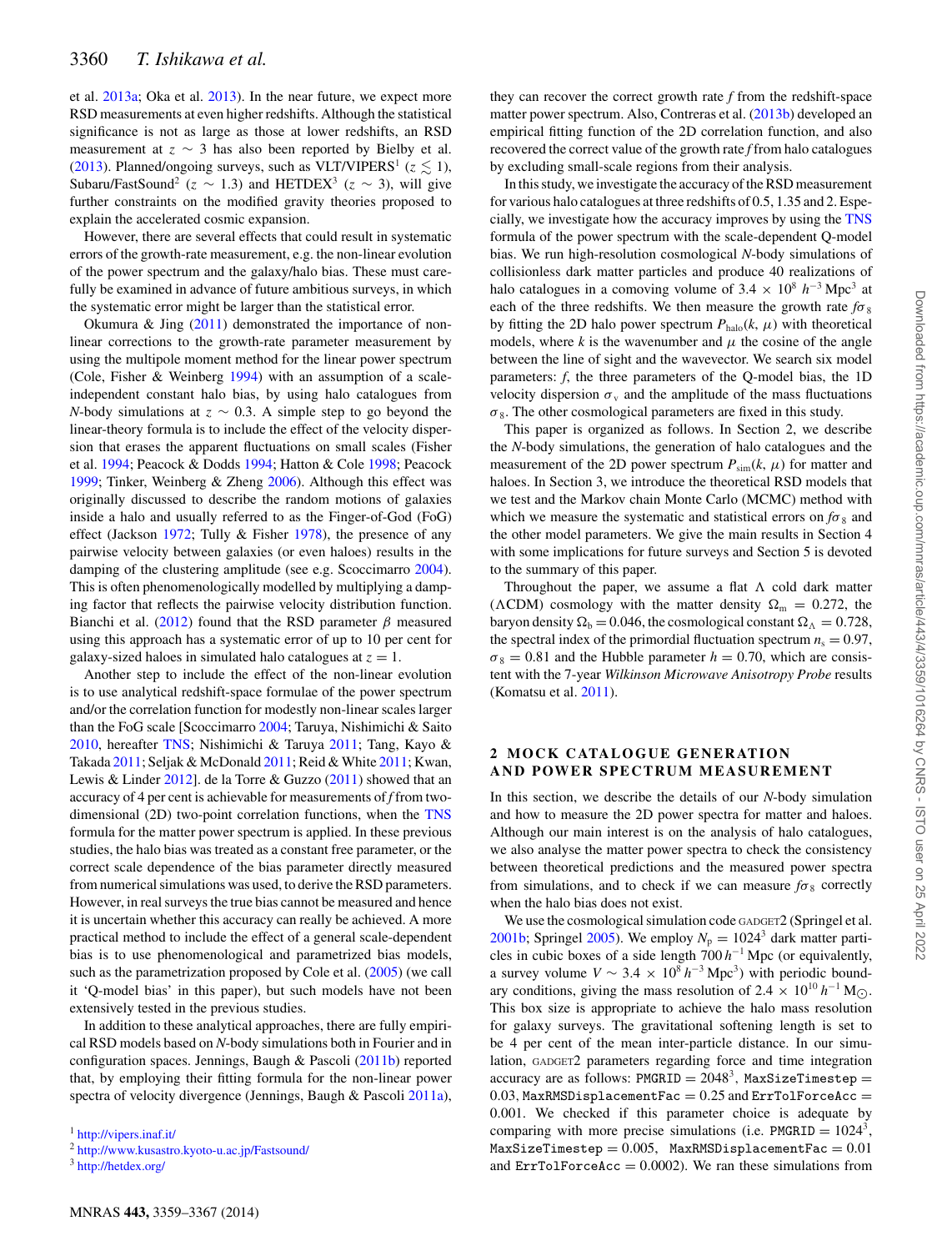et al. 2013a; Oka et al. 2013). In the near future, we expect more RSD measurements at even higher redshifts. Although the statistical significance is not as large as those at lower redshifts, an RSD measurement at $z \sim 3$ has also been reported by Bielby et al. (2013). Planned/ongoing surveys, such as VLT/VIPERS[1] ($z \lesssim 1$), Subaru/FastSound[2] ($z \sim 1.3$) and HETDEX[3] ($z \sim 3$), will give further constraints on the modified gravity theories proposed to explain the accelerated cosmic expansion.

However, there are several effects that could result in systematic errors of the growth-rate measurement, e.g. the non-linear evolution of the power spectrum and the galaxy/halo bias. These must carefully be examined in advance of future ambitious surveys, in which the systematic error might be larger than the statistical error.

Okumura & Jing (2011) demonstrated the importance of non-linear corrections to the growth-rate parameter measurement by using the multipole moment method for the linear power spectrum (Cole, Fisher & Weinberg 1994) with an assumption of a scale-independent constant halo bias, by using halo catalogues from *N*-body simulations at $z \sim 0.3$. A simple step to go beyond the linear-theory formula is to include the effect of the velocity dispersion that erases the apparent fluctuations on small scales (Fisher et al. 1994; Peacock & Dodds 1994; Hatton & Cole 1998; Peacock 1999; Tinker, Weinberg & Zheng 2006). Although this effect was originally discussed to describe the random motions of galaxies inside a halo and usually referred to as the Finger-of-God (FoG) effect (Jackson 1972; Tully & Fisher 1978), the presence of any pairwise velocity between galaxies (or even haloes) results in the damping of the clustering amplitude (see e.g. Scoccimarro 2004). This is often phenomenologically modelled by multiplying a damping factor that reflects the pairwise velocity distribution function. Bianchi et al. (2012) found that the RSD parameter $\beta$ measured using this approach has a systematic error of up to 10 per cent for galaxy-sized haloes in simulated halo catalogues at $z = 1$.

Another step to include the effect of the non-linear evolution is to use analytical redshift-space formulae of the power spectrum and/or the correlation function for modestly non-linear scales larger than the FoG scale [Scoccimarro 2004; Taruya, Nishimichi & Saito 2010, hereafter TNS; Nishimichi & Taruya 2011; Tang, Kayo & Takada 2011; Seljak & McDonald 2011; Reid & White 2011; Kwan, Lewis & Linder 2012]. de la Torre & Guzzo (2011) showed that an accuracy of 4 per cent is achievable for measurements of *f* from two-dimensional (2D) two-point correlation functions, when the TNS formula for the matter power spectrum is applied. In these previous studies, the halo bias was treated as a constant free parameter, or the correct scale dependence of the bias parameter directly measured from numerical simulations was used, to derive the RSD parameters. However, in real surveys the true bias cannot be measured and hence it is uncertain whether this accuracy can really be achieved. A more practical method to include the effect of a general scale-dependent bias is to use phenomenological and parametrized bias models, such as the parametrization proposed by Cole et al. (2005) (we call it 'Q-model bias' in this paper), but such models have not been extensively tested in the previous studies.

In addition to these analytical approaches, there are fully empirical RSD models based on *N*-body simulations both in Fourier and in configuration spaces. Jennings, Baugh & Pascoli (2011b) reported that, by employing their fitting formula for the non-linear power spectra of velocity divergence (Jennings, Baugh & Pascoli 2011a), they can recover the correct growth rate *f* from the redshift-space matter power spectrum. Also, Contreras et al. (2013b) developed an empirical fitting function of the 2D correlation function, and also recovered the correct value of the growth rate *f* from halo catalogues by excluding small-scale regions from their analysis.

In this study, we investigate the accuracy of the RSD measurement for various halo catalogues at three redshifts of 0.5, 1.35 and 2. Especially, we investigate how the accuracy improves by using the TNS formula of the power spectrum with the scale-dependent Q-model bias. We run high-resolution cosmological *N*-body simulations of collisionless dark matter particles and produce 40 realizations of halo catalogues in a comoving volume of $3.4 \times 10^8\ h^{-3}\,\mathrm{Mpc}^3$ at each of the three redshifts. We then measure the growth rate $f\sigma_8$ by fitting the 2D halo power spectrum $P_{\rm halo}(k, \mu)$ with theoretical models, where $k$ is the wavenumber and $\mu$ the cosine of the angle between the line of sight and the wavevector. We search six model parameters: *f*, the three parameters of the Q-model bias, the 1D velocity dispersion $\sigma_{\rm v}$ and the amplitude of the mass fluctuations $\sigma_8$. The other cosmological parameters are fixed in this study.

This paper is organized as follows. In Section 2, we describe the *N*-body simulations, the generation of halo catalogues and the measurement of the 2D power spectrum $P_{\rm sim}(k, \mu)$ for matter and haloes. In Section 3, we introduce the theoretical RSD models that we test and the Markov chain Monte Carlo (MCMC) method with which we measure the systematic and statistical errors on $f\sigma_8$ and the other model parameters. We give the main results in Section 4 with some implications for future surveys and Section 5 is devoted to the summary of this paper.

Throughout the paper, we assume a flat $\Lambda$ cold dark matter ($\Lambda$CDM) cosmology with the matter density $\Omega_{\rm m} = 0.272$, the baryon density $\Omega_{\rm b} = 0.046$, the cosmological constant $\Omega_\Lambda = 0.728$, the spectral index of the primordial fluctuation spectrum $n_{\rm s} = 0.97$, $\sigma_8 = 0.81$ and the Hubble parameter $h = 0.70$, which are consistent with the 7-year *Wilkinson Microwave Anisotropy Probe* results (Komatsu et al. 2011).

## 2 MOCK CATALOGUE GENERATION AND POWER SPECTRUM MEASUREMENT

In this section, we describe the details of our *N*-body simulation and how to measure the 2D power spectra for matter and haloes. Although our main interest is on the analysis of halo catalogues, we also analyse the matter power spectra to check the consistency between theoretical predictions and the measured power spectra from simulations, and to check if we can measure $f\sigma_8$ correctly when the halo bias does not exist.

We use the cosmological simulation code GADGET2 (Springel et al. 2001b; Springel 2005). We employ $N_{\rm p} = 1024^3$ dark matter particles in cubic boxes of a side length $700\,h^{-1}$ Mpc (or equivalently, a survey volume $V \sim 3.4 \times 10^8\ h^{-3}\,\mathrm{Mpc}^3$) with periodic boundary conditions, giving the mass resolution of $2.4 \times 10^{10}\ h^{-1}\,\mathrm{M}_\odot$. This box size is appropriate to achieve the halo mass resolution for galaxy surveys. The gravitational softening length is set to be 4 per cent of the mean inter-particle distance. In our simulation, GADGET2 parameters regarding force and time integration accuracy are as follows: `PMGRID` $= 2048^3$, `MaxSizeTimestep` $= 0.03$, `MaxRMSDisplacementFac` $= 0.25$ and `ErrTolForceAcc` $= 0.001$. We checked if this parameter choice is adequate by comparing with more precise simulations (i.e. `PMGRID` $= 1024^3$, `MaxSizeTimestep` $= 0.005$, `MaxRMSDisplacementFac` $= 0.01$ and `ErrTolForceAcc` $= 0.0002$). We ran these simulations from

[1] http://vipers.inaf.it/

[2] http://www.kusastro.kyoto-u.ac.jp/Fastsound/

[3] http://hetdex.org/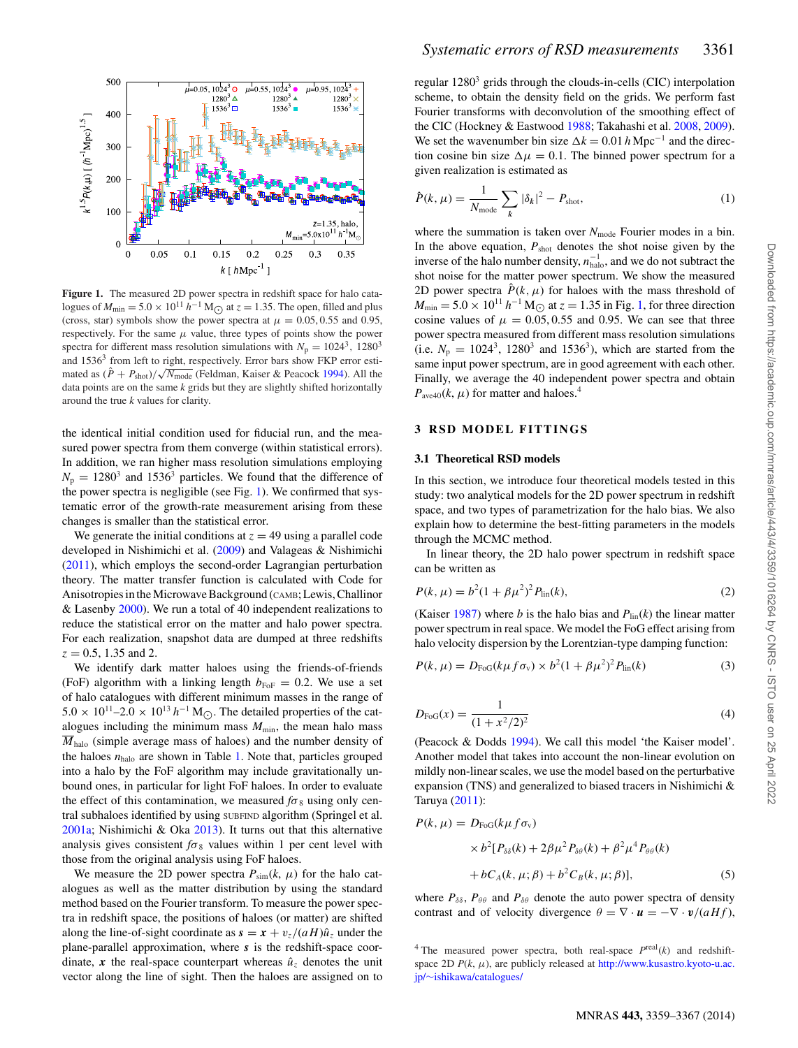**Figure 1.** The measured 2D power spectra in redshift space for halo catalogues of $M_{\rm min} = 5.0 \times 10^{11}\,h^{-1}\,{\rm M}_{\odot}$ at $z = 1.35$. The open, filled and plus (cross, star) symbols show the power spectra at $\mu = 0.05, 0.55$ and 0.95, respectively. For the same $\mu$ value, three types of points show the power spectra for different mass resolution simulations with $N_{\rm p} = 1024^3$, $1280^3$ and $1536^3$ from left to right, respectively. Error bars show FKP error estimated as $(\hat{P} + P_{\rm shot})/\sqrt{N_{\rm mode}}$ (Feldman, Kaiser & Peacock 1994). All the data points are on the same $k$ grids but they are slightly shifted horizontally around the true $k$ values for clarity.

the identical initial condition used for fiducial run, and the measured power spectra from them converge (within statistical errors). In addition, we ran higher mass resolution simulations employing $N_{\rm p} = 1280^3$ and $1536^3$ particles. We found that the difference of the power spectra is negligible (see Fig. 1). We confirmed that systematic error of the growth-rate measurement arising from these changes is smaller than the statistical error.

We generate the initial conditions at $z = 49$ using a parallel code developed in Nishimichi et al. (2009) and Valageas & Nishimichi (2011), which employs the second-order Lagrangian perturbation theory. The matter transfer function is calculated with Code for Anisotropies in the Microwave Background (CAMB; Lewis, Challinor & Lasenby 2000). We run a total of 40 independent realizations to reduce the statistical error on the matter and halo power spectra. For each realization, snapshot data are dumped at three redshifts $z = 0.5$, 1.35 and 2.

We identify dark matter haloes using the friends-of-friends (FoF) algorithm with a linking length $b_{\rm FoF} = 0.2$. We use a set of halo catalogues with different minimum masses in the range of $5.0 \times 10^{11}$–$2.0 \times 10^{13}\,h^{-1}\,{\rm M}_{\odot}$. The detailed properties of the catalogues including the minimum mass $M_{\rm min}$, the mean halo mass $\overline{M}_{\rm halo}$ (simple average mass of haloes) and the number density of the haloes $n_{\rm halo}$ are shown in Table 1. Note that, particles grouped into a halo by the FoF algorithm may include gravitationally unbound ones, in particular for light FoF haloes. In order to evaluate the effect of this contamination, we measured $f\sigma_8$ using only central subhaloes identified by using SUBFIND algorithm (Springel et al. 2001a; Nishimichi & Oka 2013). It turns out that this alternative analysis gives consistent $f\sigma_8$ values within 1 per cent level with those from the original analysis using FoF haloes.

We measure the 2D power spectra $P_{\rm sim}(k, \mu)$ for the halo catalogues as well as the matter distribution by using the standard method based on the Fourier transform. To measure the power spectra in redshift space, the positions of haloes (or matter) are shifted along the line-of-sight coordinate as $\boldsymbol{s} = \boldsymbol{x} + v_z/(aH)\hat{u}_z$ under the plane-parallel approximation, where $\boldsymbol{s}$ is the redshift-space coordinate, $\boldsymbol{x}$ the real-space counterpart whereas $\hat{u}_z$ denotes the unit vector along the line of sight. Then the haloes are assigned on to regular $1280^3$ grids through the clouds-in-cells (CIC) interpolation scheme, to obtain the density field on the grids. We perform fast Fourier transforms with deconvolution of the smoothing effect of the CIC (Hockney & Eastwood 1988; Takahashi et al. 2008, 2009). We set the wavenumber bin size $\Delta k = 0.01\,h\,{\rm Mpc}^{-1}$ and the direction cosine bin size $\Delta\mu = 0.1$. The binned power spectrum for a given realization is estimated as

$$\hat{P}(k, \mu) = \frac{1}{N_{\rm mode}} \sum_{\boldsymbol{k}} |\delta_{\boldsymbol{k}}|^2 - P_{\rm shot}, \tag{1}$$

where the summation is taken over $N_{\rm mode}$ Fourier modes in a bin. In the above equation, $P_{\rm shot}$ denotes the shot noise given by the inverse of the halo number density, $n_{\rm halo}^{-1}$, and we do not subtract the shot noise for the matter power spectrum. We show the measured 2D power spectra $\hat{P}(k, \mu)$ for haloes with the mass threshold of $M_{\rm min} = 5.0 \times 10^{11}\,h^{-1}\,{\rm M}_{\odot}$ at $z = 1.35$ in Fig. 1, for three direction cosine values of $\mu = 0.05, 0.55$ and 0.95. We can see that three power spectra measured from different mass resolution simulations (i.e. $N_{\rm p} = 1024^3$, $1280^3$ and $1536^3$), which are started from the same input power spectrum, are in good agreement with each other. Finally, we average the 40 independent power spectra and obtain $P_{\rm ave40}(k, \mu)$ for matter and haloes.[4]

## 3 RSD MODEL FITTINGS

### 3.1 Theoretical RSD models

In this section, we introduce four theoretical models tested in this study: two analytical models for the 2D power spectrum in redshift space, and two types of parametrization for the halo bias. We also explain how to determine the best-fitting parameters in the models through the MCMC method.

In linear theory, the 2D halo power spectrum in redshift space can be written as

$$P(k, \mu) = b^2(1 + \beta\mu^2)^2 P_{\rm lin}(k), \tag{2}$$

(Kaiser 1987) where $b$ is the halo bias and $P_{\rm lin}(k)$ the linear matter power spectrum in real space. We model the FoG effect arising from halo velocity dispersion by the Lorentzian-type damping function:

$$P(k, \mu) = D_{\rm FoG}(k\mu f \sigma_{\rm v}) \times b^2(1 + \beta\mu^2)^2 P_{\rm lin}(k) \tag{3}$$

$$D_{\rm FoG}(x) = \frac{1}{(1 + x^2/2)^2} \tag{4}$$

(Peacock & Dodds 1994). We call this model 'the Kaiser model'. Another model that takes into account the non-linear evolution on mildly non-linear scales, we use the model based on the perturbative expansion (TNS) and generalized to biased tracers in Nishimichi & Taruya (2011):

$$\begin{aligned} P(k, \mu) = &\ D_{\rm FoG}(k\mu f \sigma_{\rm v}) \\ &\times b^2[P_{\delta\delta}(k) + 2\beta\mu^2 P_{\delta\theta}(k) + \beta^2\mu^4 P_{\theta\theta}(k) \\ &+ bC_A(k, \mu; \beta) + b^2 C_B(k, \mu; \beta)], \end{aligned} \tag{5}$$

where $P_{\delta\delta}$, $P_{\theta\theta}$ and $P_{\delta\theta}$ denote the auto power spectra of density contrast and of velocity divergence $\theta = \nabla \cdot \boldsymbol{u} = -\nabla \cdot \boldsymbol{v}/(aHf)$,

[4] The measured power spectra, both real-space $P^{\rm real}(k)$ and redshift-space 2D $P(k, \mu)$, are publicly released at http://www.kusastro.kyoto-u.ac.jp/~ishikawa/catalogues/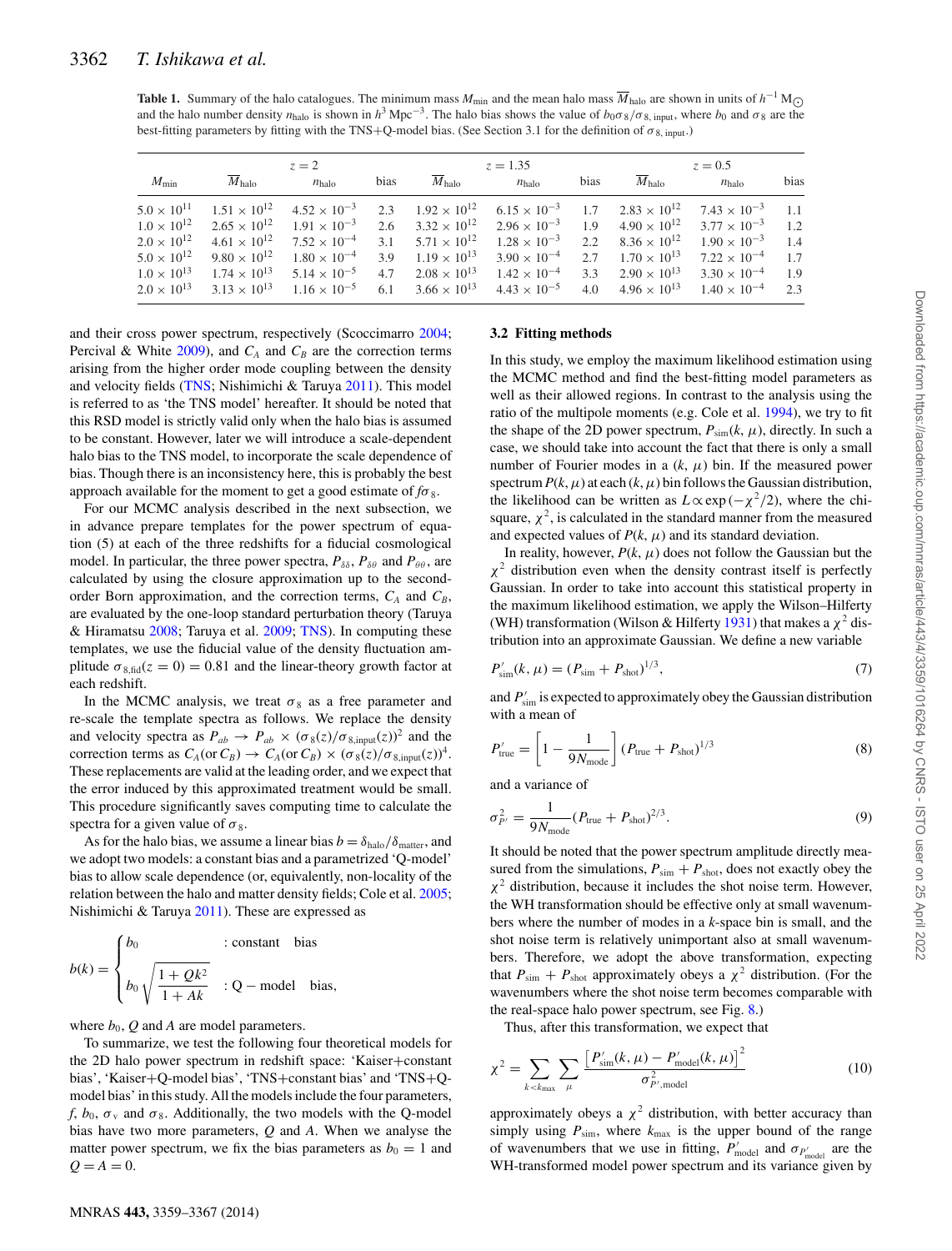**Table 1.** Summary of the halo catalogues. The minimum mass $M_{\min}$ and the mean halo mass $\overline{M}_{\rm halo}$ are shown in units of $h^{-1}\,{\rm M}_{\odot}$ and the halo number density $n_{\rm halo}$ is shown in $h^3\,{\rm Mpc}^{-3}$. The halo bias shows the value of $b_0\sigma_8/\sigma_{8,\,\rm input}$, where $b_0$ and $\sigma_8$ are the best-fitting parameters by fitting with the TNS+Q-model bias. (See Section 3.1 for the definition of $\sigma_{8,\,\rm input}$.)

| | $z=2$ | | | $z=1.35$ | | | $z=0.5$ | | |
|---|---|---|---|---|---|---|---|---|---|
| $M_{\min}$ | $\overline{M}_{\rm halo}$ | $n_{\rm halo}$ | bias | $\overline{M}_{\rm halo}$ | $n_{\rm halo}$ | bias | $\overline{M}_{\rm halo}$ | $n_{\rm halo}$ | bias |
| $5.0\times10^{11}$ | $1.51\times10^{12}$ | $4.52\times10^{-3}$ | 2.3 | $1.92\times10^{12}$ | $6.15\times10^{-3}$ | 1.7 | $2.83\times10^{12}$ | $7.43\times10^{-3}$ | 1.1 |
| $1.0\times10^{12}$ | $2.65\times10^{12}$ | $1.91\times10^{-3}$ | 2.6 | $3.32\times10^{12}$ | $2.96\times10^{-3}$ | 1.9 | $4.90\times10^{12}$ | $3.77\times10^{-3}$ | 1.2 |
| $2.0\times10^{12}$ | $4.61\times10^{12}$ | $7.52\times10^{-4}$ | 3.1 | $5.71\times10^{12}$ | $1.28\times10^{-3}$ | 2.2 | $8.36\times10^{12}$ | $1.90\times10^{-3}$ | 1.4 |
| $5.0\times10^{12}$ | $9.80\times10^{12}$ | $1.80\times10^{-4}$ | 3.9 | $1.19\times10^{13}$ | $3.90\times10^{-4}$ | 2.7 | $1.70\times10^{13}$ | $7.22\times10^{-4}$ | 1.7 |
| $1.0\times10^{13}$ | $1.74\times10^{13}$ | $5.14\times10^{-5}$ | 4.7 | $2.08\times10^{13}$ | $1.42\times10^{-4}$ | 3.3 | $2.90\times10^{13}$ | $3.30\times10^{-4}$ | 1.9 |
| $2.0\times10^{13}$ | $3.13\times10^{13}$ | $1.16\times10^{-5}$ | 6.1 | $3.66\times10^{13}$ | $4.43\times10^{-5}$ | 4.0 | $4.96\times10^{13}$ | $1.40\times10^{-4}$ | 2.3 |

and their cross power spectrum, respectively (Scoccimarro 2004; Percival & White 2009), and $C_A$ and $C_B$ are the correction terms arising from the higher order mode coupling between the density and velocity fields (TNS; Nishimichi & Taruya 2011). This model is referred to as 'the TNS model' hereafter. It should be noted that this RSD model is strictly valid only when the halo bias is assumed to be constant. However, later we will introduce a scale-dependent halo bias to the TNS model, to incorporate the scale dependence of bias. Though there is an inconsistency here, this is probably the best approach available for the moment to get a good estimate of $f\sigma_8$.

For our MCMC analysis described in the next subsection, we in advance prepare templates for the power spectrum of equation (5) at each of the three redshifts for a fiducial cosmological model. In particular, the three power spectra, $P_{\delta\delta}$, $P_{\delta\theta}$ and $P_{\theta\theta}$, are calculated by using the closure approximation up to the second-order Born approximation, and the correction terms, $C_A$ and $C_B$, are evaluated by the one-loop standard perturbation theory (Taruya & Hiramatsu 2008; Taruya et al. 2009; TNS). In computing these templates, we use the fiducial value of the density fluctuation amplitude $\sigma_{8,\rm fid}(z=0)=0.81$ and the linear-theory growth factor at each redshift.

In the MCMC analysis, we treat $\sigma_8$ as a free parameter and re-scale the template spectra as follows. We replace the density and velocity spectra as $P_{ab}\rightarrow P_{ab}\times(\sigma_8(z)/\sigma_{8,\rm input}(z))^2$ and the correction terms as $C_A(\text{or }C_B)\rightarrow C_A(\text{or }C_B)\times(\sigma_8(z)/\sigma_{8,\rm input}(z))^4$. These replacements are valid at the leading order, and we expect that the error induced by this approximated treatment would be small. This procedure significantly saves computing time to calculate the spectra for a given value of $\sigma_8$.

As for the halo bias, we assume a linear bias $b=\delta_{\rm halo}/\delta_{\rm matter}$, and we adopt two models: a constant bias and a parametrized 'Q-model' bias to allow scale dependence (or, equivalently, non-locality of the relation between the halo and matter density fields; Cole et al. 2005; Nishimichi & Taruya 2011). These are expressed as

$$
b(k)=\begin{cases} b_0 & :\ \text{constant bias} \\ b_0\sqrt{\dfrac{1+Qk^2}{1+Ak}} & :\ \text{Q}-\text{model bias,}\end{cases}
$$

where $b_0$, $Q$ and $A$ are model parameters.

To summarize, we test the following four theoretical models for the 2D halo power spectrum in redshift space: 'Kaiser+constant bias', 'Kaiser+Q-model bias', 'TNS+constant bias' and 'TNS+Q-model bias' in this study. All the models include the four parameters, $f$, $b_0$, $\sigma_{\rm v}$ and $\sigma_8$. Additionally, the two models with the Q-model bias have two more parameters, $Q$ and $A$. When we analyse the matter power spectrum, we fix the bias parameters as $b_0=1$ and $Q=A=0$.

### 3.2 Fitting methods

In this study, we employ the maximum likelihood estimation using the MCMC method and find the best-fitting model parameters as well as their allowed regions. In contrast to the analysis using the ratio of the multipole moments (e.g. Cole et al. 1994), we try to fit the shape of the 2D power spectrum, $P_{\rm sim}(k,\mu)$, directly. In such a case, we should take into account the fact that there is only a small number of Fourier modes in a $(k,\mu)$ bin. If the measured power spectrum $P(k,\mu)$ at each $(k,\mu)$ bin follows the Gaussian distribution, the likelihood can be written as $L\propto\exp(-\chi^2/2)$, where the chi-square, $\chi^2$, is calculated in the standard manner from the measured and expected values of $P(k,\mu)$ and its standard deviation.

In reality, however, $P(k,\mu)$ does not follow the Gaussian but the $\chi^2$ distribution even when the density contrast itself is perfectly Gaussian. In order to take into account this statistical property in the maximum likelihood estimation, we apply the Wilson–Hilferty (WH) transformation (Wilson & Hilferty 1931) that makes a $\chi^2$ distribution into an approximate Gaussian. We define a new variable

$$
P'_{\rm sim}(k,\mu)=(P_{\rm sim}+P_{\rm shot})^{1/3}, \tag{7}
$$

and $P'_{\rm sim}$ is expected to approximately obey the Gaussian distribution with a mean of

$$
P'_{\rm true}=\left[1-\frac{1}{9N_{\rm mode}}\right](P_{\rm true}+P_{\rm shot})^{1/3} \tag{8}
$$

and a variance of

$$
\sigma^2_{P'}=\frac{1}{9N_{\rm mode}}(P_{\rm true}+P_{\rm shot})^{2/3}. \tag{9}
$$

It should be noted that the power spectrum amplitude directly measured from the simulations, $P_{\rm sim}+P_{\rm shot}$, does not exactly obey the $\chi^2$ distribution, because it includes the shot noise term. However, the WH transformation should be effective only at small wavenumbers where the number of modes in a $k$-space bin is small, and the shot noise term is relatively unimportant also at small wavenumbers. Therefore, we adopt the above transformation, expecting that $P_{\rm sim}+P_{\rm shot}$ approximately obeys a $\chi^2$ distribution. (For the wavenumbers where the shot noise term becomes comparable with the real-space halo power spectrum, see Fig. 8.)

Thus, after this transformation, we expect that

$$
\chi^2=\sum_{k<k_{\max}}\sum_{\mu}\frac{\left[P'_{\rm sim}(k,\mu)-P'_{\rm model}(k,\mu)\right]^2}{\sigma^2_{P',\rm model}} \tag{10}
$$

approximately obeys a $\chi^2$ distribution, with better accuracy than simply using $P_{\rm sim}$, where $k_{\max}$ is the upper bound of the range of wavenumbers that we use in fitting, $P'_{\rm model}$ and $\sigma_{P'_{\rm model}}$ are the WH-transformed model power spectrum and its variance given by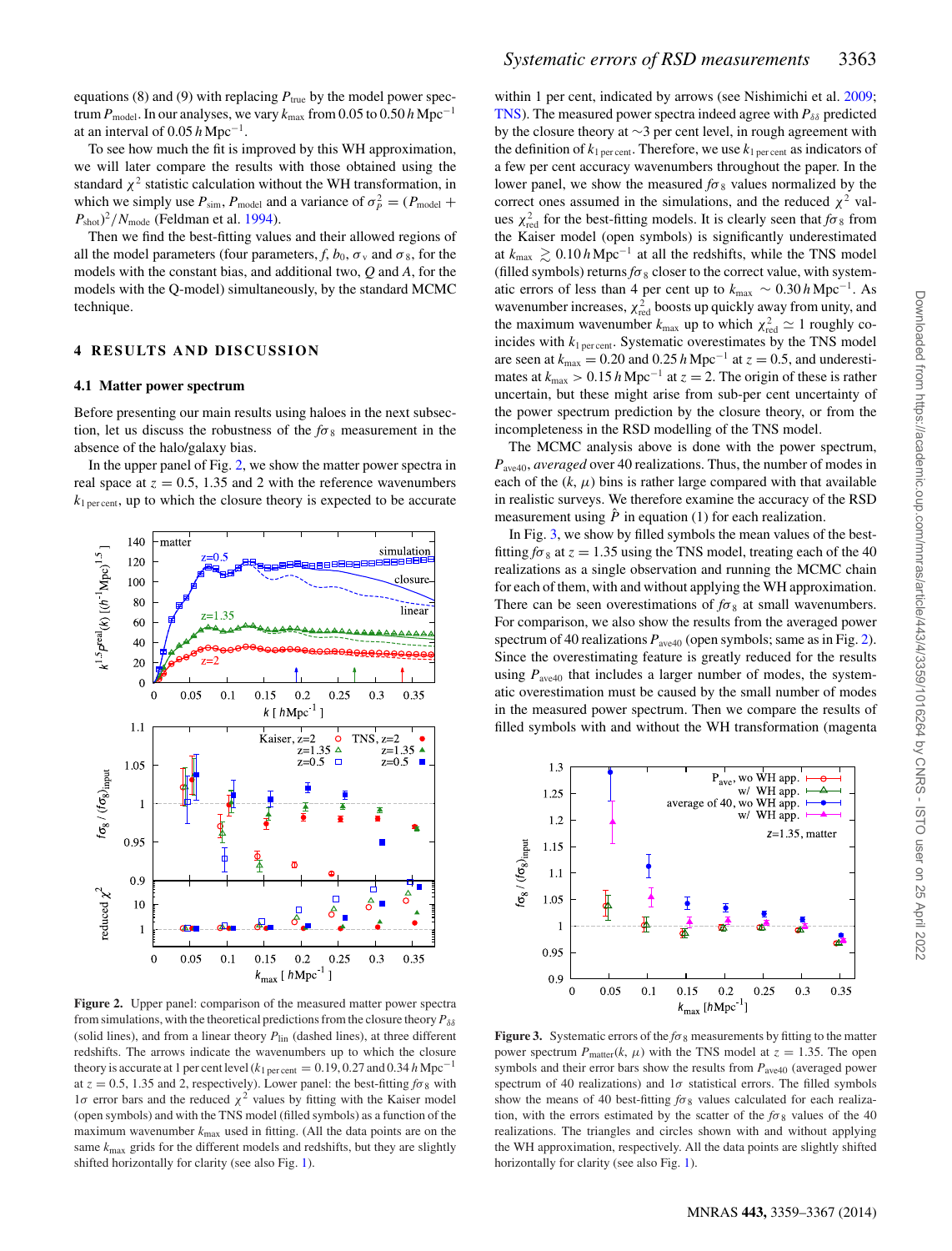equations (8) and (9) with replacing $P_{\rm true}$ by the model power spectrum $P_{\rm model}$. In our analyses, we vary $k_{\rm max}$ from 0.05 to 0.50 $h\,{\rm Mpc}^{-1}$ at an interval of 0.05 $h\,{\rm Mpc}^{-1}$.

To see how much the fit is improved by this WH approximation, we will later compare the results with those obtained using the standard $\chi^2$ statistic calculation without the WH transformation, in which we simply use $P_{\rm sim}$, $P_{\rm model}$ and a variance of $\sigma_P^2 = (P_{\rm model} + P_{\rm shot})^2/N_{\rm mode}$ (Feldman et al. 1994).

Then we find the best-fitting values and their allowed regions of all the model parameters (four parameters, $f$, $b_0$, $\sigma_{\rm v}$ and $\sigma_8$, for the models with the constant bias, and additional two, $Q$ and $A$, for the models with the Q-model) simultaneously, by the standard MCMC technique.

## 4 RESULTS AND DISCUSSION

### 4.1 Matter power spectrum

Before presenting our main results using haloes in the next subsection, let us discuss the robustness of the $f\sigma_8$ measurement in the absence of the halo/galaxy bias.

In the upper panel of Fig. 2, we show the matter power spectra in real space at $z = 0.5$, 1.35 and 2 with the reference wavenumbers $k_{1\,{\rm per\,cent}}$, up to which the closure theory is expected to be accurate within 1 per cent, indicated by arrows (see Nishimichi et al. 2009; TNS). The measured power spectra indeed agree with $P_{\delta\delta}$ predicted by the closure theory at ∼3 per cent level, in rough agreement with the definition of $k_{1\,{\rm per\,cent}}$. Therefore, we use $k_{1\,{\rm per\,cent}}$ as indicators of a few per cent accuracy wavenumbers throughout the paper. In the lower panel, we show the measured $f\sigma_8$ values normalized by the correct ones assumed in the simulations, and the reduced $\chi^2$ values $\chi^2_{\rm red}$ for the best-fitting models. It is clearly seen that $f\sigma_8$ from the Kaiser model (open symbols) is significantly underestimated at $k_{\rm max} \gtrsim 0.10\,h\,{\rm Mpc}^{-1}$ at all the redshifts, while the TNS model (filled symbols) returns $f\sigma_8$ closer to the correct value, with systematic errors of less than 4 per cent up to $k_{\rm max} \sim 0.30\,h\,{\rm Mpc}^{-1}$. As wavenumber increases, $\chi^2_{\rm red}$ boosts up quickly away from unity, and the maximum wavenumber $k_{\rm max}$ up to which $\chi^2_{\rm red} \simeq 1$ roughly coincides with $k_{1\,{\rm per\,cent}}$. Systematic overestimates by the TNS model are seen at $k_{\rm max} = 0.20$ and 0.25 $h\,{\rm Mpc}^{-1}$ at $z = 0.5$, and underestimates at $k_{\rm max} > 0.15\,h\,{\rm Mpc}^{-1}$ at $z = 2$. The origin of these is rather uncertain, but these might arise from sub-per cent uncertainty of the power spectrum prediction by the closure theory, or from the incompleteness in the RSD modelling of the TNS model.

The MCMC analysis above is done with the power spectrum, $P_{\rm ave40}$, *averaged* over 40 realizations. Thus, the number of modes in each of the $(k, \mu)$ bins is rather large compared with that available in realistic surveys. We therefore examine the accuracy of the RSD measurement using $\hat{P}$ in equation (1) for each realization.

In Fig. 3, we show by filled symbols the mean values of the best-fitting $f\sigma_8$ at $z = 1.35$ using the TNS model, treating each of the 40 realizations as a single observation and running the MCMC chain for each of them, with and without applying the WH approximation. There can be seen overestimations of $f\sigma_8$ at small wavenumbers. For comparison, we also show the results from the averaged power spectrum of 40 realizations $P_{\rm ave40}$ (open symbols; same as in Fig. 2). Since the overestimating feature is greatly reduced for the results using $P_{\rm ave40}$ that includes a larger number of modes, the systematic overestimation must be caused by the small number of modes in the measured power spectrum. Then we compare the results of filled symbols with and without the WH transformation (magenta

**Figure 2.** Upper panel: comparison of the measured matter power spectra from simulations, with the theoretical predictions from the closure theory $P_{\delta\delta}$ (solid lines), and from a linear theory $P_{\rm lin}$ (dashed lines), at three different redshifts. The arrows indicate the wavenumbers up to which the closure theory is accurate at 1 per cent level ($k_{1\,{\rm per\,cent}} = 0.19$, 0.27 and 0.34 $h\,{\rm Mpc}^{-1}$ at $z = 0.5$, 1.35 and 2, respectively). Lower panel: the best-fitting $f\sigma_8$ with 1$\sigma$ error bars and the reduced $\chi^2$ values by fitting with the Kaiser model (open symbols) and with the TNS model (filled symbols) as a function of the maximum wavenumber $k_{\rm max}$ used in fitting. (All the data points are on the same $k_{\rm max}$ grids for the different models and redshifts, but they are slightly shifted horizontally for clarity (see also Fig. 1).

**Figure 3.** Systematic errors of the $f\sigma_8$ measurements by fitting to the matter power spectrum $P_{\rm matter}(k, \mu)$ with the TNS model at $z = 1.35$. The open symbols and their error bars show the results from $P_{\rm ave40}$ (averaged power spectrum of 40 realizations) and 1$\sigma$ statistical errors. The filled symbols show the means of 40 best-fitting $f\sigma_8$ values calculated for each realization, with the errors estimated by the scatter of the $f\sigma_8$ values of the 40 realizations. The triangles and circles shown with and without applying the WH approximation, respectively. All the data points are slightly shifted horizontally for clarity (see also Fig. 1).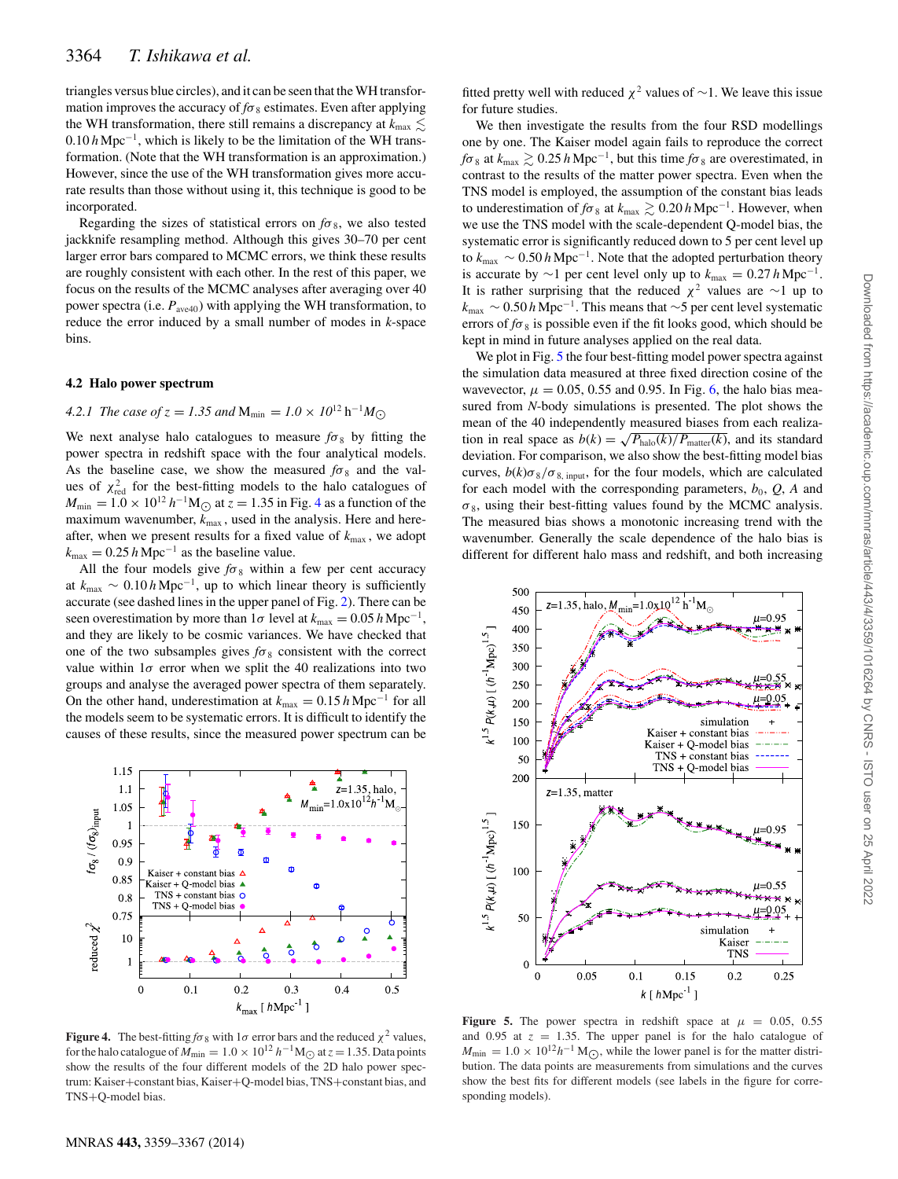triangles versus blue circles), and it can be seen that the WH transformation improves the accuracy of $f\sigma_8$ estimates. Even after applying the WH transformation, there still remains a discrepancy at $k_{\rm max} \lesssim 0.10\,h\,{\rm Mpc}^{-1}$, which is likely to be the limitation of the WH transformation. (Note that the WH transformation is an approximation.) However, since the use of the WH transformation gives more accurate results than those without using it, this technique is good to be incorporated.

Regarding the sizes of statistical errors on $f\sigma_8$, we also tested jackknife resampling method. Although this gives 30–70 per cent larger error bars compared to MCMC errors, we think these results are roughly consistent with each other. In the rest of this paper, we focus on the results of the MCMC analyses after averaging over 40 power spectra (i.e. $P_{\rm ave40}$) with applying the WH transformation, to reduce the error induced by a small number of modes in $k$-space bins.

### 4.2 Halo power spectrum

#### *4.2.1 The case of $z = 1.35$ and $M_{\rm min} = 1.0 \times 10^{12}\,h^{-1}M_\odot$*

We next analyse halo catalogues to measure $f\sigma_8$ by fitting the power spectra in redshift space with the four analytical models. As the baseline case, we show the measured $f\sigma_8$ and the values of $\chi^2_{\rm red}$ for the best-fitting models to the halo catalogues of $M_{\rm min} = 1.0 \times 10^{12}\,h^{-1}{\rm M}_\odot$ at $z = 1.35$ in Fig. 4 as a function of the maximum wavenumber, $k_{\rm max}$, used in the analysis. Here and hereafter, when we present results for a fixed value of $k_{\rm max}$, we adopt $k_{\rm max} = 0.25\,h\,{\rm Mpc}^{-1}$ as the baseline value.

All the four models give $f\sigma_8$ within a few per cent accuracy at $k_{\rm max} \sim 0.10\,h\,{\rm Mpc}^{-1}$, up to which linear theory is sufficiently accurate (see dashed lines in the upper panel of Fig. 2). There can be seen overestimation by more than $1\sigma$ level at $k_{\rm max} = 0.05\,h\,{\rm Mpc}^{-1}$, and they are likely to be cosmic variances. We have checked that one of the two subsamples gives $f\sigma_8$ consistent with the correct value within $1\sigma$ error when we split the 40 realizations into two groups and analyse the averaged power spectra of them separately. On the other hand, underestimation at $k_{\rm max} = 0.15\,h\,{\rm Mpc}^{-1}$ for all the models seem to be systematic errors. It is difficult to identify the causes of these results, since the measured power spectrum can be fitted pretty well with reduced $\chi^2$ values of $\sim$1. We leave this issue for future studies.

We then investigate the results from the four RSD modellings one by one. The Kaiser model again fails to reproduce the correct $f\sigma_8$ at $k_{\rm max} \gtrsim 0.25\,h\,{\rm Mpc}^{-1}$, but this time $f\sigma_8$ are overestimated, in contrast to the results of the matter power spectra. Even when the TNS model is employed, the assumption of the constant bias leads to underestimation of $f\sigma_8$ at $k_{\rm max} \gtrsim 0.20\,h\,{\rm Mpc}^{-1}$. However, when we use the TNS model with the scale-dependent Q-model bias, the systematic error is significantly reduced down to 5 per cent level up to $k_{\rm max} \sim 0.50\,h\,{\rm Mpc}^{-1}$. Note that the adopted perturbation theory is accurate by $\sim$1 per cent level only up to $k_{\rm max} = 0.27\,h\,{\rm Mpc}^{-1}$. It is rather surprising that the reduced $\chi^2$ values are $\sim$1 up to $k_{\rm max} \sim 0.50\,h\,{\rm Mpc}^{-1}$. This means that $\sim$5 per cent level systematic errors of $f\sigma_8$ is possible even if the fit looks good, which should be kept in mind in future analyses applied on the real data.

We plot in Fig. 5 the four best-fitting model power spectra against the simulation data measured at three fixed direction cosine of the wavevector, $\mu = 0.05$, 0.55 and 0.95. In Fig. 6, the halo bias measured from $N$-body simulations is presented. The plot shows the mean of the 40 independently measured biases from each realization in real space as $b(k) = \sqrt{P_{\rm halo}(k)/P_{\rm matter}(k)}$, and its standard deviation. For comparison, we also show the best-fitting model bias curves, $b(k)\sigma_8/\sigma_{8,\,{\rm input}}$, for the four models, which are calculated for each model with the corresponding parameters, $b_0$, $Q$, $A$ and $\sigma_8$, using their best-fitting values found by the MCMC analysis. The measured bias shows a monotonic increasing trend with the wavenumber. Generally the scale dependence of the halo bias is different for different halo mass and redshift, and both increasing

**Figure 4.** The best-fitting $f\sigma_8$ with $1\sigma$ error bars and the reduced $\chi^2$ values, for the halo catalogue of $M_{\rm min} = 1.0 \times 10^{12}\,h^{-1}{\rm M}_\odot$ at $z = 1.35$. Data points show the results of the four different models of the 2D halo power spectrum: Kaiser+constant bias, Kaiser+Q-model bias, TNS+constant bias, and TNS+Q-model bias.

**Figure 5.** The power spectra in redshift space at $\mu = 0.05$, 0.55 and 0.95 at $z = 1.35$. The upper panel is for the halo catalogue of $M_{\rm min} = 1.0 \times 10^{12}h^{-1}\,{\rm M}_\odot$, while the lower panel is for the matter distribution. The data points are measurements from simulations and the curves show the best fits for different models (see labels in the figure for corresponding models).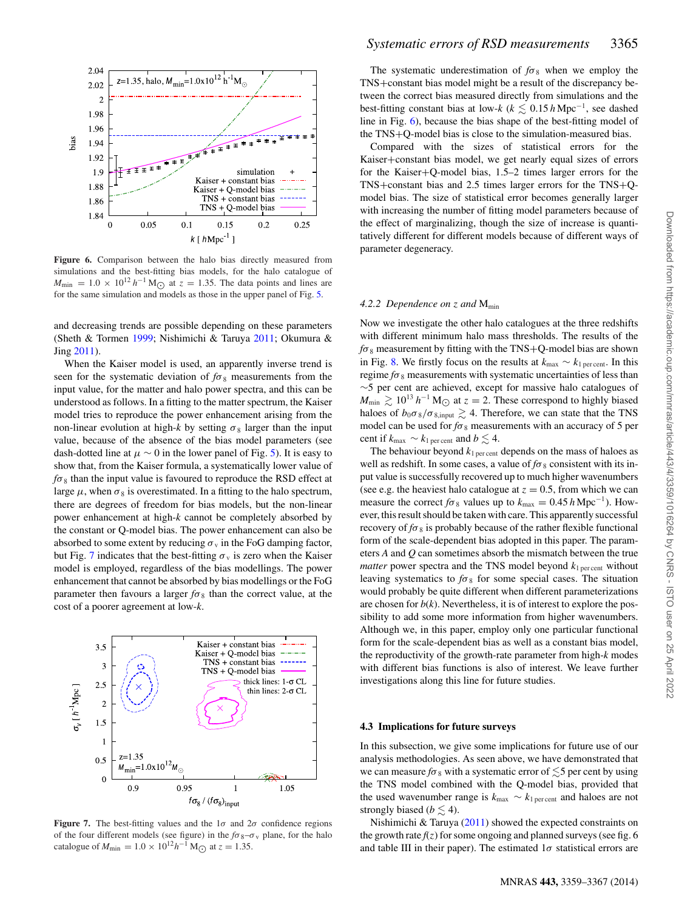**Figure 6.** Comparison between the halo bias directly measured from simulations and the best-fitting bias models, for the halo catalogue of $M_{\rm min} = 1.0 \times 10^{12}\, h^{-1}\, {\rm M}_{\odot}$ at $z = 1.35$. The data points and lines are for the same simulation and models as those in the upper panel of Fig. 5.

and decreasing trends are possible depending on these parameters (Sheth & Tormen 1999; Nishimichi & Taruya 2011; Okumura & Jing 2011).

When the Kaiser model is used, an apparently inverse trend is seen for the systematic deviation of $f\sigma_8$ measurements from the input value, for the matter and halo power spectra, and this can be understood as follows. In a fitting to the matter spectrum, the Kaiser model tries to reproduce the power enhancement arising from the non-linear evolution at high-$k$ by setting $\sigma_8$ larger than the input value, because of the absence of the bias model parameters (see dash-dotted line at $\mu \sim 0$ in the lower panel of Fig. 5). It is easy to show that, from the Kaiser formula, a systematically lower value of $f\sigma_8$ than the input value is favoured to reproduce the RSD effect at large $\mu$, when $\sigma_8$ is overestimated. In a fitting to the halo spectrum, there are degrees of freedom for bias models, but the non-linear power enhancement at high-$k$ cannot be completely absorbed by the constant or Q-model bias. The power enhancement can also be absorbed to some extent by reducing $\sigma_{\rm v}$ in the FoG damping factor, but Fig. 7 indicates that the best-fitting $\sigma_{\rm v}$ is zero when the Kaiser model is employed, regardless of the bias modellings. The power enhancement that cannot be absorbed by bias modellings or the FoG parameter then favours a larger $f\sigma_8$ than the correct value, at the cost of a poorer agreement at low-$k$.

**Figure 7.** The best-fitting values and the $1\sigma$ and $2\sigma$ confidence regions of the four different models (see figure) in the $f\sigma_8$–$\sigma_{\rm v}$ plane, for the halo catalogue of $M_{\rm min} = 1.0 \times 10^{12} h^{-1}\, {\rm M}_{\odot}$ at $z = 1.35$.

The systematic underestimation of $f\sigma_8$ when we employ the TNS+constant bias model might be a result of the discrepancy between the correct bias measured directly from simulations and the best-fitting constant bias at low-$k$ ($k \lesssim 0.15\, h\,{\rm Mpc}^{-1}$, see dashed line in Fig. 6), because the bias shape of the best-fitting model of the TNS+Q-model bias is close to the simulation-measured bias.

Compared with the sizes of statistical errors for the Kaiser+constant bias model, we get nearly equal sizes of errors for the Kaiser+Q-model bias, 1.5–2 times larger errors for the TNS+constant bias and 2.5 times larger errors for the TNS+Q-model bias. The size of statistical error becomes generally larger with increasing the number of fitting model parameters because of the effect of marginalizing, though the size of increase is quantitatively different for different models because of different ways of parameter degeneracy.

#### 4.2.2 Dependence on $z$ and $M_{\rm min}$

Now we investigate the other halo catalogues at the three redshifts with different minimum halo mass thresholds. The results of the $f\sigma_8$ measurement by fitting with the TNS+Q-model bias are shown in Fig. 8. We firstly focus on the results at $k_{\rm max} \sim k_{1\,{\rm per\,cent}}$. In this regime $f\sigma_8$ measurements with systematic uncertainties of less than $\sim$5 per cent are achieved, except for massive halo catalogues of $M_{\rm min} \gtrsim 10^{13}\, h^{-1}\, {\rm M}_{\odot}$ at $z = 2$. These correspond to highly biased haloes of $b_0\sigma_8/\sigma_{8,{\rm input}} \gtrsim 4$. Therefore, we can state that the TNS model can be used for $f\sigma_8$ measurements with an accuracy of 5 per cent if $k_{\rm max} \sim k_{1\,{\rm per\,cent}}$ and $b \lesssim 4$.

The behaviour beyond $k_{1\,{\rm per\,cent}}$ depends on the mass of haloes as well as redshift. In some cases, a value of $f\sigma_8$ consistent with its input value is successfully recovered up to much higher wavenumbers (see e.g. the heaviest halo catalogue at $z = 0.5$, from which we can measure the correct $f\sigma_8$ values up to $k_{\rm max} = 0.45\, h\,{\rm Mpc}^{-1}$). However, this result should be taken with care. This apparently successful recovery of $f\sigma_8$ is probably because of the rather flexible functional form of the scale-dependent bias adopted in this paper. The parameters $A$ and $Q$ can sometimes absorb the mismatch between the true *matter* power spectra and the TNS model beyond $k_{1\,{\rm per\,cent}}$ without leaving systematics to $f\sigma_8$ for some special cases. The situation would probably be quite different when different parameterizations are chosen for $b(k)$. Nevertheless, it is of interest to explore the possibility to add some more information from higher wavenumbers. Although we, in this paper, employ only one particular functional form for the scale-dependent bias as well as a constant bias model, the reproductivity of the growth-rate parameter from high-$k$ modes with different bias functions is also of interest. We leave further investigations along this line for future studies.

### 4.3 Implications for future surveys

In this subsection, we give some implications for future use of our analysis methodologies. As seen above, we have demonstrated that we can measure $f\sigma_8$ with a systematic error of $\lesssim$5 per cent by using the TNS model combined with the Q-model bias, provided that the used wavenumber range is $k_{\rm max} \sim k_{1\,{\rm per\,cent}}$ and haloes are not strongly biased ($b \lesssim 4$).

Nishimichi & Taruya (2011) showed the expected constraints on the growth rate $f(z)$ for some ongoing and planned surveys (see fig. 6 and table III in their paper). The estimated $1\sigma$ statistical errors are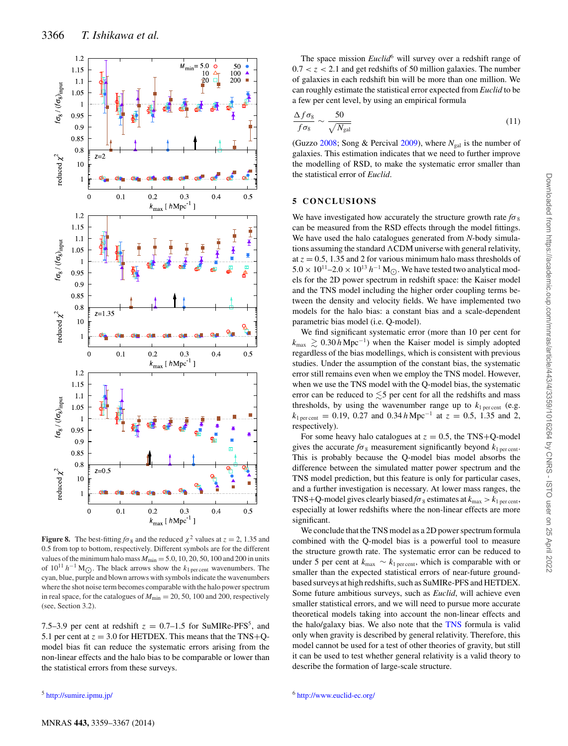**Figure 8.** The best-fitting $f\sigma_8$ and the reduced $\chi^2$ values at $z = 2$, 1.35 and 0.5 from top to bottom, respectively. Different symbols are for the different values of the minimum halo mass $M_{\rm min} = 5.0$, 10, 20, 50, 100 and 200 in units of $10^{11}\,h^{-1}\,{\rm M}_{\odot}$. The black arrows show the $k_{1\,{\rm per\,cent}}$ wavenumbers. The cyan, blue, purple and blown arrows with symbols indicate the wavenumbers where the shot noise term becomes comparable with the halo power spectrum in real space, for the catalogues of $M_{\rm min} = 20$, 50, 100 and 200, respectively (see, Section 3.2).

7.5–3.9 per cent at redshift $z = 0.7$–1.5 for SuMIRe-PFS[5], and 5.1 per cent at $z = 3.0$ for HETDEX. This means that the TNS+Q-model bias fit can reduce the systematic errors arising from the non-linear effects and the halo bias to be comparable or lower than the statistical errors from these surveys.

The space mission *Euclid*[6] will survey over a redshift range of $0.7 < z < 2.1$ and get redshifts of 50 million galaxies. The number of galaxies in each redshift bin will be more than one million. We can roughly estimate the statistical error expected from *Euclid* to be a few per cent level, by using an empirical formula

$$\frac{\Delta f\sigma_8}{f\sigma_8} \sim \frac{50}{\sqrt{N_{\rm gal}}} \tag{11}$$

(Guzzo 2008; Song & Percival 2009), where $N_{\rm gal}$ is the number of galaxies. This estimation indicates that we need to further improve the modelling of RSD, to make the systematic error smaller than the statistical error of *Euclid*.

## 5 CONCLUSIONS

We have investigated how accurately the structure growth rate $f\sigma_8$ can be measured from the RSD effects through the model fittings. We have used the halo catalogues generated from $N$-body simulations assuming the standard ΛCDM universe with general relativity, at $z = 0.5$, 1.35 and 2 for various minimum halo mass thresholds of $5.0 \times 10^{11}$–$2.0 \times 10^{13}\,h^{-1}\,{\rm M}_{\odot}$. We have tested two analytical models for the 2D power spectrum in redshift space: the Kaiser model and the TNS model including the higher order coupling terms between the density and velocity fields. We have implemented two models for the halo bias: a constant bias and a scale-dependent parametric bias model (i.e. Q-model).

We find significant systematic error (more than 10 per cent for $k_{\rm max} \gtrsim 0.30\,h\,{\rm Mpc}^{-1}$) when the Kaiser model is simply adopted regardless of the bias modellings, which is consistent with previous studies. Under the assumption of the constant bias, the systematic error still remains even when we employ the TNS model. However, when we use the TNS model with the Q-model bias, the systematic error can be reduced to $\lesssim 5$ per cent for all the redshifts and mass thresholds, by using the wavenumber range up to $k_{1\,{\rm per\,cent}}$ (e.g. $k_{1\,{\rm per\,cent}} = 0.19$, 0.27 and $0.34\,h\,{\rm Mpc}^{-1}$ at $z = 0.5$, 1.35 and 2, respectively).

For some heavy halo catalogues at $z = 0.5$, the TNS+Q-model gives the accurate $f\sigma_8$ measurement significantly beyond $k_{1\,{\rm per\,cent}}$. This is probably because the Q-model bias model absorbs the difference between the simulated matter power spectrum and the TNS model prediction, but this feature is only for particular cases, and a further investigation is necessary. At lower mass ranges, the TNS+Q-model gives clearly biased $f\sigma_8$ estimates at $k_{\rm max} > k_{1\,{\rm per\,cent}}$, especially at lower redshifts where the non-linear effects are more significant.

We conclude that the TNS model as a 2D power spectrum formula combined with the Q-model bias is a powerful tool to measure the structure growth rate. The systematic error can be reduced to under 5 per cent at $k_{\rm max} \sim k_{1\,{\rm per\,cent}}$, which is comparable with or smaller than the expected statistical errors of near-future ground-based surveys at high redshifts, such as SuMIRe-PFS and HETDEX. Some future ambitious surveys, such as *Euclid*, will achieve even smaller statistical errors, and we will need to pursue more accurate theoretical models taking into account the non-linear effects and the halo/galaxy bias. We also note that the TNS formula is valid only when gravity is described by general relativity. Therefore, this model cannot be used for a test of other theories of gravity, but still it can be used to test whether general relativity is a valid theory to describe the formation of large-scale structure.

[5] http://sumire.ipmu.jp/

[6] http://www.euclid-ec.org/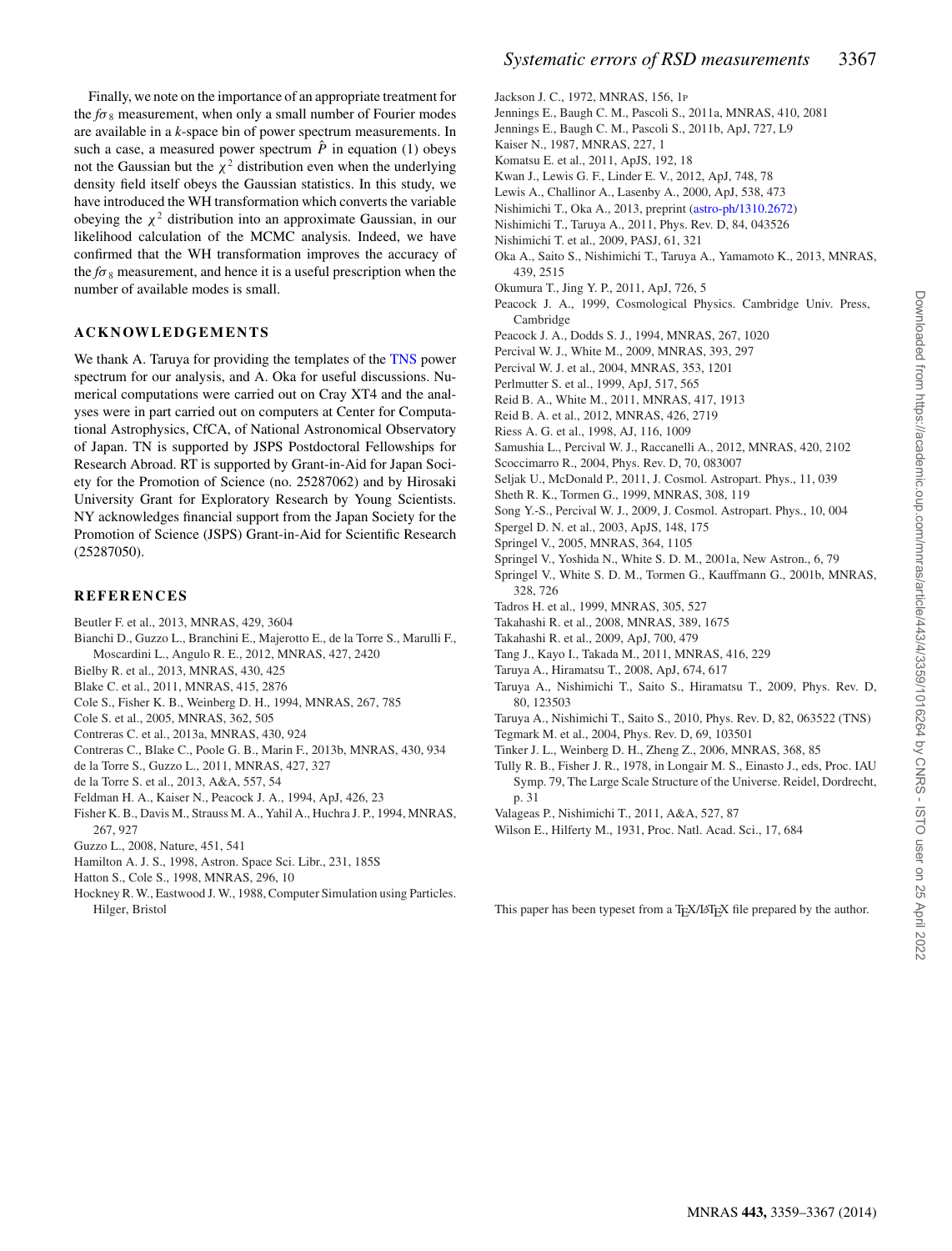Finally, we note on the importance of an appropriate treatment for the $f\sigma_8$ measurement, when only a small number of Fourier modes are available in a $k$-space bin of power spectrum measurements. In such a case, a measured power spectrum $\hat{P}$ in equation (1) obeys not the Gaussian but the $\chi^2$ distribution even when the underlying density field itself obeys the Gaussian statistics. In this study, we have introduced the WH transformation which converts the variable obeying the $\chi^2$ distribution into an approximate Gaussian, in our likelihood calculation of the MCMC analysis. Indeed, we have confirmed that the WH transformation improves the accuracy of the $f\sigma_8$ measurement, and hence it is a useful prescription when the number of available modes is small.

## ACKNOWLEDGEMENTS

We thank A. Taruya for providing the templates of the TNS power spectrum for our analysis, and A. Oka for useful discussions. Numerical computations were carried out on Cray XT4 and the analyses were in part carried out on computers at Center for Computational Astrophysics, CfCA, of National Astronomical Observatory of Japan. TN is supported by JSPS Postdoctoral Fellowships for Research Abroad. RT is supported by Grant-in-Aid for Japan Society for the Promotion of Science (no. 25287062) and by Hirosaki University Grant for Exploratory Research by Young Scientists. NY acknowledges financial support from the Japan Society for the Promotion of Science (JSPS) Grant-in-Aid for Scientific Research (25287050).

## REFERENCES

Beutler F. et al., 2013, MNRAS, 429, 3604
Bianchi D., Guzzo L., Branchini E., Majerotto E., de la Torre S., Marulli F., Moscardini L., Angulo R. E., 2012, MNRAS, 427, 2420
Bielby R. et al., 2013, MNRAS, 430, 425
Blake C. et al., 2011, MNRAS, 415, 2876
Cole S., Fisher K. B., Weinberg D. H., 1994, MNRAS, 267, 785
Cole S. et al., 2005, MNRAS, 362, 505
Contreras C. et al., 2013a, MNRAS, 430, 924
Contreras C., Blake C., Poole G. B., Marin F., 2013b, MNRAS, 430, 934
de la Torre S., Guzzo L., 2011, MNRAS, 427, 327
de la Torre S. et al., 2013, A&A, 557, 54
Feldman H. A., Kaiser N., Peacock J. A., 1994, ApJ, 426, 23
Fisher K. B., Davis M., Strauss M. A., Yahil A., Huchra J. P., 1994, MNRAS, 267, 927
Guzzo L., 2008, Nature, 451, 541
Hamilton A. J. S., 1998, Astron. Space Sci. Libr., 231, 185S
Hatton S., Cole S., 1998, MNRAS, 296, 10
Hockney R. W., Eastwood J. W., 1988, Computer Simulation using Particles. Hilger, Bristol
Jackson J. C., 1972, MNRAS, 156, 1P
Jennings E., Baugh C. M., Pascoli S., 2011a, MNRAS, 410, 2081
Jennings E., Baugh C. M., Pascoli S., 2011b, ApJ, 727, L9
Kaiser N., 1987, MNRAS, 227, 1
Komatsu E. et al., 2011, ApJS, 192, 18
Kwan J., Lewis G. F., Linder E. V., 2012, ApJ, 748, 78
Lewis A., Challinor A., Lasenby A., 2000, ApJ, 538, 473
Nishimichi T., Oka A., 2013, preprint (astro-ph/1310.2672)
Nishimichi T., Taruya A., 2011, Phys. Rev. D, 84, 043526
Nishimichi T. et al., 2009, PASJ, 61, 321
Oka A., Saito S., Nishimichi T., Taruya A., Yamamoto K., 2013, MNRAS, 439, 2515
Okumura T., Jing Y. P., 2011, ApJ, 726, 5
Peacock J. A., 1999, Cosmological Physics. Cambridge Univ. Press, Cambridge
Peacock J. A., Dodds S. J., 1994, MNRAS, 267, 1020
Percival W. J., White M., 2009, MNRAS, 393, 297
Percival W. J. et al., 2004, MNRAS, 353, 1201
Perlmutter S. et al., 1999, ApJ, 517, 565
Reid B. A., White M., 2011, MNRAS, 417, 1913
Reid B. A. et al., 2012, MNRAS, 426, 2719
Riess A. G. et al., 1998, AJ, 116, 1009
Samushia L., Percival W. J., Raccanelli A., 2012, MNRAS, 420, 2102
Scoccimarro R., 2004, Phys. Rev. D, 70, 083007
Seljak U., McDonald P., 2011, J. Cosmol. Astropart. Phys., 11, 039
Sheth R. K., Tormen G., 1999, MNRAS, 308, 119
Song Y.-S., Percival W. J., 2009, J. Cosmol. Astropart. Phys., 10, 004
Spergel D. N. et al., 2003, ApJS, 148, 175
Springel V., 2005, MNRAS, 364, 1105
Springel V., Yoshida N., White S. D. M., 2001a, New Astron., 6, 79
Springel V., White S. D. M., Tormen G., Kauffmann G., 2001b, MNRAS, 328, 726
Tadros H. et al., 1999, MNRAS, 305, 527
Takahashi R. et al., 2008, MNRAS, 389, 1675
Takahashi R. et al., 2009, ApJ, 700, 479
Tang J., Kayo I., Takada M., 2011, MNRAS, 416, 229
Taruya A., Hiramatsu T., 2008, ApJ, 674, 617
Taruya A., Nishimichi T., Saito S., Hiramatsu T., 2009, Phys. Rev. D, 80, 123503
Taruya A., Nishimichi T., Saito S., 2010, Phys. Rev. D, 82, 063522 (TNS)
Tegmark M. et al., 2004, Phys. Rev. D, 69, 103501
Tinker J. L., Weinberg D. H., Zheng Z., 2006, MNRAS, 368, 85
Tully R. B., Fisher J. R., 1978, in Longair M. S., Einasto J., eds, Proc. IAU Symp. 79, The Large Scale Structure of the Universe. Reidel, Dordrecht, p. 31
Valageas P., Nishimichi T., 2011, A&A, 527, 87
Wilson E., Hilferty M., 1931, Proc. Natl. Acad. Sci., 17, 684

This paper has been typeset from a TEX/LATEX file prepared by the author.